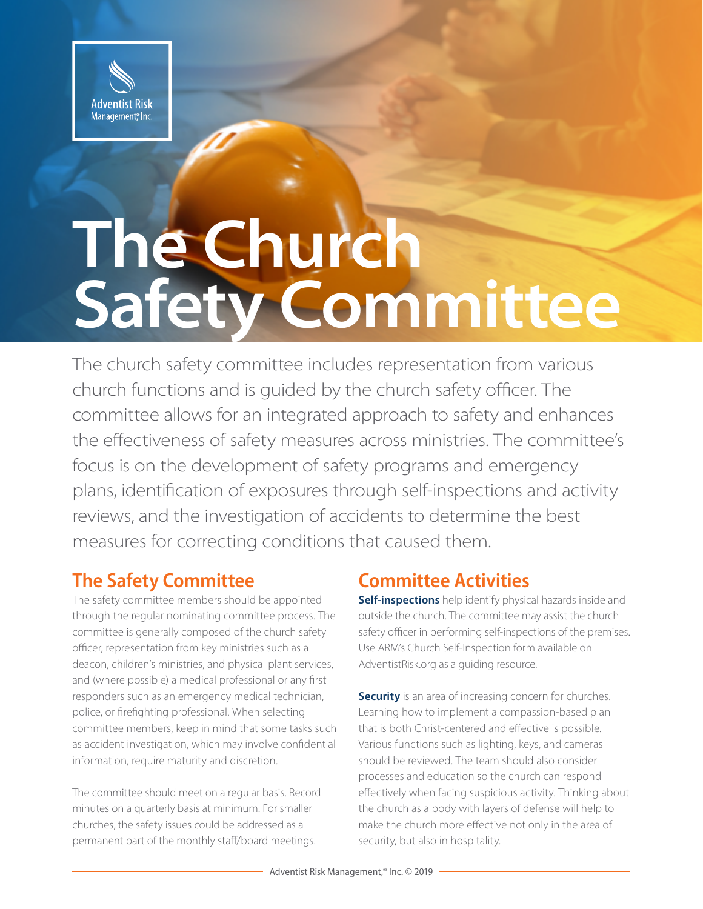Adventist Risk Management,® Inc.

# The Church Safety Committee

The church safety committee includes representation from various church functions and is guided by the church safety officer. The committee allows for an integrated approach to safety and enhances the effectiveness of safety measures across ministries. The committee's focus is on the development of safety programs and emergency plans, identification of exposures through self-inspections and activity reviews, and the investigation of accidents to determine the best measures for correcting conditions that caused them.

## The Safety Committee

The safety committee members should be appointed through the regular nominating committee process. The committee is generally composed of the church safety officer, representation from key ministries such as a deacon, children's ministries, and physical plant services, and (where possible) a medical professional or any first responders such as an emergency medical technician, police, or firefighting professional. When selecting committee members, keep in mind that some tasks such as accident investigation, which may involve confidential information, require maturity and discretion.

The committee should meet on a regular basis. Record minutes on a quarterly basis at minimum. For smaller churches, the safety issues could be addressed as a permanent part of the monthly staff/board meetings.

## Committee Activities

**Self-inspections** help identify physical hazards inside and outside the church. The committee may assist the church safety officer in performing self-inspections of the premises. Use ARM's Church Self-Inspection form available on AdventistRisk.org as a guiding resource.

**Security** is an area of increasing concern for churches. Learning how to implement a compassion-based plan that is both Christ-centered and effective is possible. Various functions such as lighting, keys, and cameras should be reviewed. The team should also consider processes and education so the church can respond effectively when facing suspicious activity. Thinking about the church as a body with layers of defense will help to make the church more effective not only in the area of security, but also in hospitality.

Adventist Risk Management,® Inc. © 2019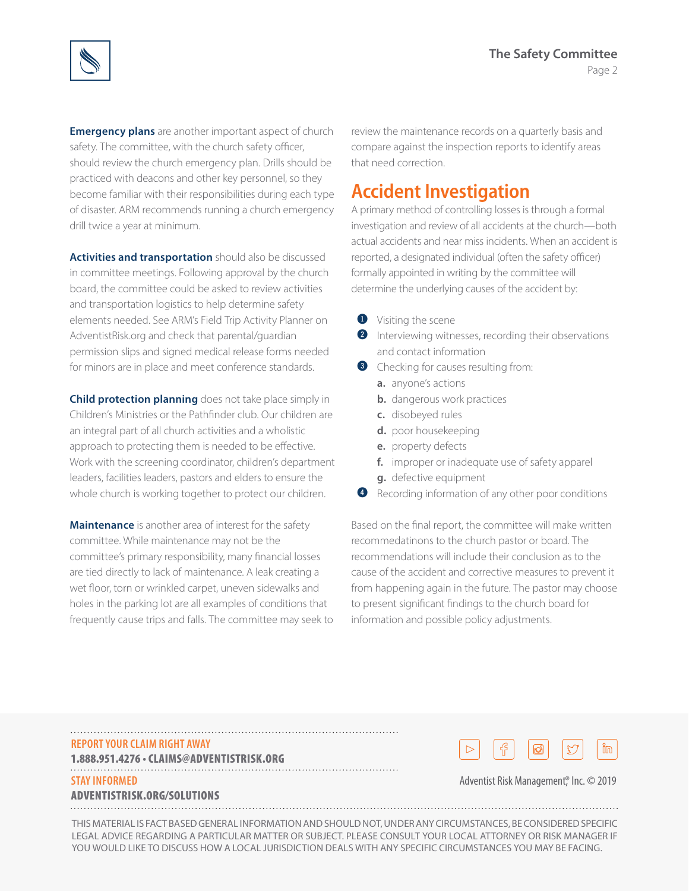**Emergency plans** are another important aspect of church safety. The committee, with the church safety officer, should review the church emergency plan. Drills should be practiced with deacons and other key personnel, so they become familiar with their responsibilities during each type of disaster. ARM recommends running a church emergency drill twice a year at minimum.

**Activities and transportation** should also be discussed in committee meetings. Following approval by the church board, the committee could be asked to review activities and transportation logistics to help determine safety elements needed. See ARM's Field Trip Activity Planner on AdventistRisk.org and check that parental/guardian permission slips and signed medical release forms needed for minors are in place and meet conference standards.

**Child protection planning** does not take place simply in Children's Ministries or the Pathfinder club. Our children are an integral part of all church activities and a wholistic approach to protecting them is needed to be effective. Work with the screening coordinator, children's department leaders, facilities leaders, pastors and elders to ensure the whole church is working together to protect our children.

**Maintenance** is another area of interest for the safety committee. While maintenance may not be the committee's primary responsibility, many financial losses are tied directly to lack of maintenance. A leak creating a wet floor, torn or wrinkled carpet, uneven sidewalks and holes in the parking lot are all examples of conditions that frequently cause trips and falls. The committee may seek to review the maintenance records on a quarterly basis and compare against the inspection reports to identify areas that need correction.

## Accident Investigation

A primary method of controlling losses is through a formal investigation and review of all accidents at the church—both actual accidents and near miss incidents. When an accident is reported, a designated individual (often the safety officer) formally appointed in writing by the committee will determine the underlying causes of the accident by:

1. Visiting the scene
2. Interviewing witnesses, recording their observations and contact information
3. Checking for causes resulting from:
   - **a.** anyone's actions
   - **b.** dangerous work practices
   - **c.** disobeyed rules
   - **d.** poor housekeeping
   - **e.** property defects
   - **f.** improper or inadequate use of safety apparel
   - **g.** defective equipment
4. Recording information of any other poor conditions

Based on the final report, the committee will make written recommedatinons to the church pastor or board. The recommendations will include their conclusion as to the cause of the accident and corrective measures to prevent it from happening again in the future. The pastor may choose to present significant findings to the church board for information and possible policy adjustments.

**REPORT YOUR CLAIM RIGHT AWAY**
**1.888.951.4276 • CLAIMS@ADVENTISTRISK.ORG**

**STAY INFORMED**
**ADVENTISTRISK.ORG/SOLUTIONS**

Adventist Risk Management, Inc. © 2019

THIS MATERIAL IS FACT BASED GENERAL INFORMATION AND SHOULD NOT, UNDER ANY CIRCUMSTANCES, BE CONSIDERED SPECIFIC LEGAL ADVICE REGARDING A PARTICULAR MATTER OR SUBJECT. PLEASE CONSULT YOUR LOCAL ATTORNEY OR RISK MANAGER IF YOU WOULD LIKE TO DISCUSS HOW A LOCAL JURISDICTION DEALS WITH ANY SPECIFIC CIRCUMSTANCES YOU MAY BE FACING.